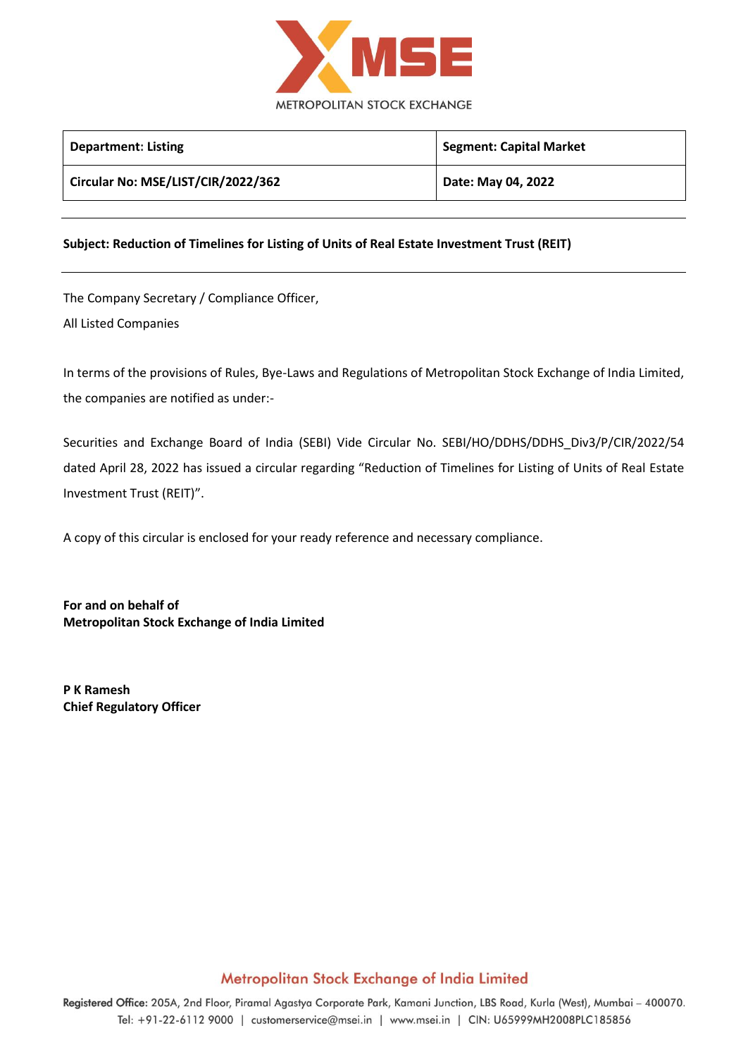METROPOLITAN STOCK EXCHANGE

| **Department: Listing** | **Segment: Capital Market** |
| --- | --- |
| **Circular No: MSE/LIST/CIR/2022/362** | **Date: May 04, 2022** |

**Subject: Reduction of Timelines for Listing of Units of Real Estate Investment Trust (REIT)**

The Company Secretary / Compliance Officer,

All Listed Companies

In terms of the provisions of Rules, Bye-Laws and Regulations of Metropolitan Stock Exchange of India Limited, the companies are notified as under:-

Securities and Exchange Board of India (SEBI) Vide Circular No. SEBI/HO/DDHS/DDHS_Div3/P/CIR/2022/54 dated April 28, 2022 has issued a circular regarding "Reduction of Timelines for Listing of Units of Real Estate Investment Trust (REIT)".

A copy of this circular is enclosed for your ready reference and necessary compliance.

**For and on behalf of**
**Metropolitan Stock Exchange of India Limited**

**P K Ramesh**
**Chief Regulatory Officer**

Metropolitan Stock Exchange of India Limited

Registered Office: 205A, 2nd Floor, Piramal Agastya Corporate Park, Kamani Junction, LBS Road, Kurla (West), Mumbai – 400070.
Tel: +91-22-6112 9000 | customerservice@msei.in | www.msei.in | CIN: U65999MH2008PLC185856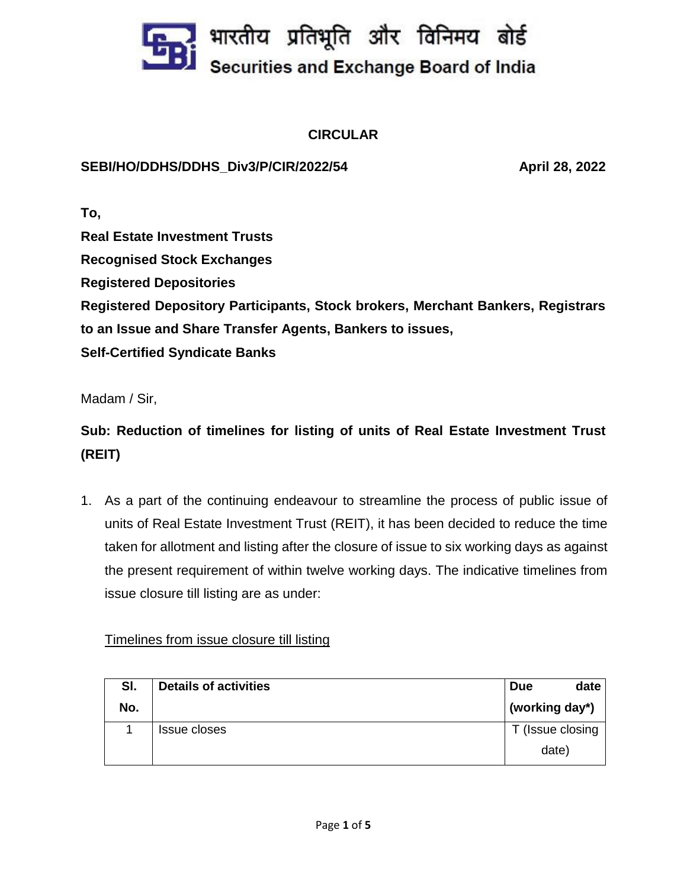भारतीय प्रतिभूति और विनिमय बोर्ड
Securities and Exchange Board of India

## CIRCULAR

**SEBI/HO/DDHS/DDHS_Div3/P/CIR/2022/54** **April 28, 2022**

**To,**

**Real Estate Investment Trusts**

**Recognised Stock Exchanges**

**Registered Depositories**

**Registered Depository Participants, Stock brokers, Merchant Bankers, Registrars to an Issue and Share Transfer Agents, Bankers to issues,**

**Self-Certified Syndicate Banks**

Madam / Sir,

**Sub: Reduction of timelines for listing of units of Real Estate Investment Trust (REIT)**

1. As a part of the continuing endeavour to streamline the process of public issue of units of Real Estate Investment Trust (REIT), it has been decided to reduce the time taken for allotment and listing after the closure of issue to six working days as against the present requirement of within twelve working days. The indicative timelines from issue closure till listing are as under:

<u>Timelines from issue closure till listing</u>

| Sl. No. | Details of activities | Due date (working day*) |
|---|---|---|
| 1 | Issue closes | T (Issue closing date) |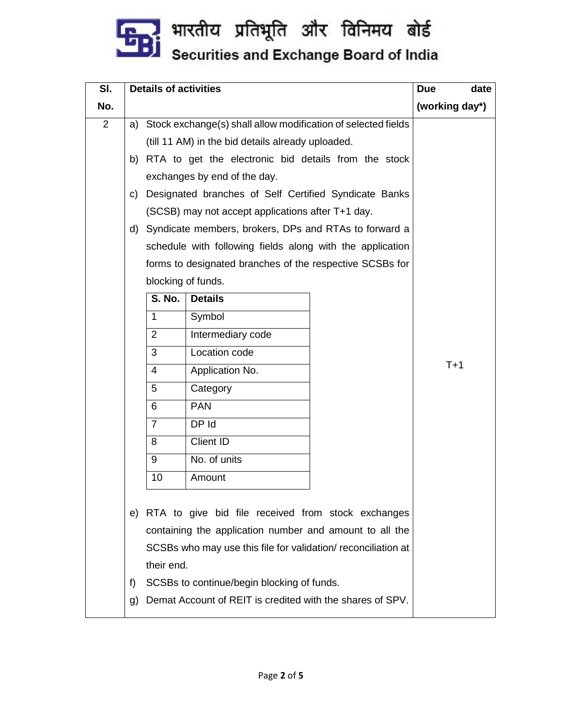| Sl. No. | Details of activities | Due date (working day*) |
|---|---|---|
| 2 | a) Stock exchange(s) shall allow modification of selected fields (till 11 AM) in the bid details already uploaded.<br>b) RTA to get the electronic bid details from the stock exchanges by end of the day.<br>c) Designated branches of Self Certified Syndicate Banks (SCSB) may not accept applications after T+1 day.<br>d) Syndicate members, brokers, DPs and RTAs to forward a schedule with following fields along with the application forms to designated branches of the respective SCSBs for blocking of funds.<br><br>S. No. - Details:<br>1 - Symbol<br>2 - Intermediary code<br>3 - Location code<br>4 - Application No.<br>5 - Category<br>6 - PAN<br>7 - DP Id<br>8 - Client ID<br>9 - No. of units<br>10 - Amount<br><br>e) RTA to give bid file received from stock exchanges containing the application number and amount to all the SCSBs who may use this file for validation/ reconciliation at their end.<br>f) SCSBs to continue/begin blocking of funds.<br>g) Demat Account of REIT is credited with the shares of SPV. | T+1 |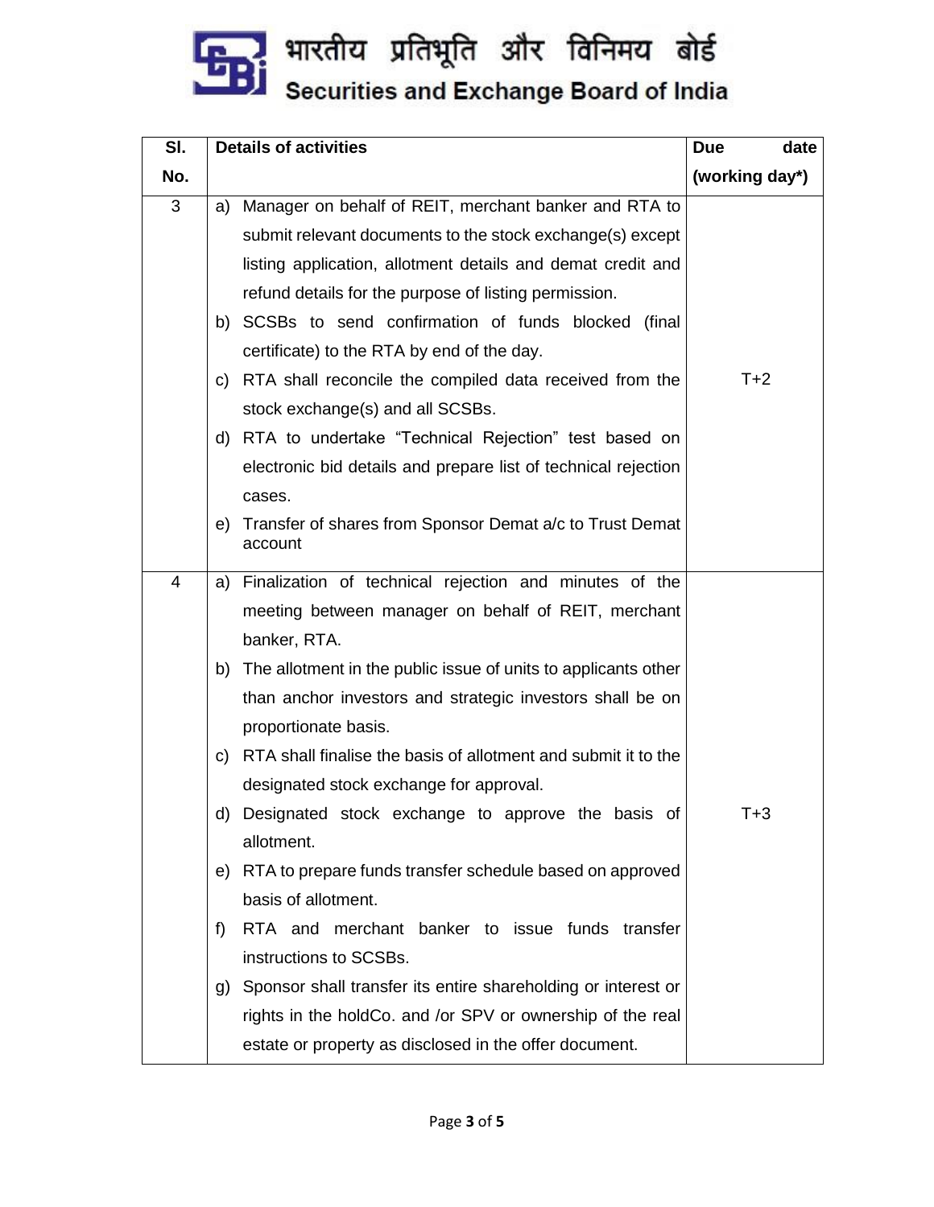| Sl. No. | Details of activities | Due date (working day*) |
|---|---|---|
| 3 | a) Manager on behalf of REIT, merchant banker and RTA to submit relevant documents to the stock exchange(s) except listing application, allotment details and demat credit and refund details for the purpose of listing permission.<br>b) SCSBs to send confirmation of funds blocked (final certificate) to the RTA by end of the day.<br>c) RTA shall reconcile the compiled data received from the stock exchange(s) and all SCSBs.<br>d) RTA to undertake "Technical Rejection" test based on electronic bid details and prepare list of technical rejection cases.<br>e) Transfer of shares from Sponsor Demat a/c to Trust Demat account | T+2 |
| 4 | a) Finalization of technical rejection and minutes of the meeting between manager on behalf of REIT, merchant banker, RTA.<br>b) The allotment in the public issue of units to applicants other than anchor investors and strategic investors shall be on proportionate basis.<br>c) RTA shall finalise the basis of allotment and submit it to the designated stock exchange for approval.<br>d) Designated stock exchange to approve the basis of allotment.<br>e) RTA to prepare funds transfer schedule based on approved basis of allotment.<br>f) RTA and merchant banker to issue funds transfer instructions to SCSBs.<br>g) Sponsor shall transfer its entire shareholding or interest or rights in the holdCo. and /or SPV or ownership of the real estate or property as disclosed in the offer document. | T+3 |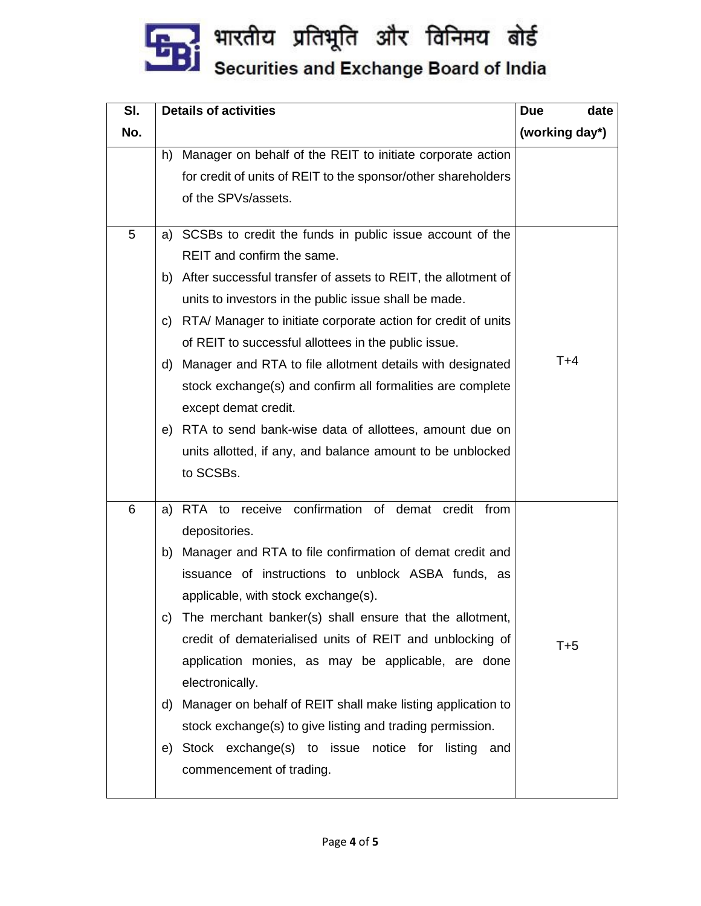| Sl. No. | Details of activities | Due date (working day*) |
|---|---|---|
| | h) Manager on behalf of the REIT to initiate corporate action for credit of units of REIT to the sponsor/other shareholders of the SPVs/assets. | |
| 5 | a) SCSBs to credit the funds in public issue account of the REIT and confirm the same.<br>b) After successful transfer of assets to REIT, the allotment of units to investors in the public issue shall be made.<br>c) RTA/ Manager to initiate corporate action for credit of units of REIT to successful allottees in the public issue.<br>d) Manager and RTA to file allotment details with designated stock exchange(s) and confirm all formalities are complete except demat credit.<br>e) RTA to send bank-wise data of allottees, amount due on units allotted, if any, and balance amount to be unblocked to SCSBs. | T+4 |
| 6 | a) RTA to receive confirmation of demat credit from depositories.<br>b) Manager and RTA to file confirmation of demat credit and issuance of instructions to unblock ASBA funds, as applicable, with stock exchange(s).<br>c) The merchant banker(s) shall ensure that the allotment, credit of dematerialised units of REIT and unblocking of application monies, as may be applicable, are done electronically.<br>d) Manager on behalf of REIT shall make listing application to stock exchange(s) to give listing and trading permission.<br>e) Stock exchange(s) to issue notice for listing and commencement of trading. | T+5 |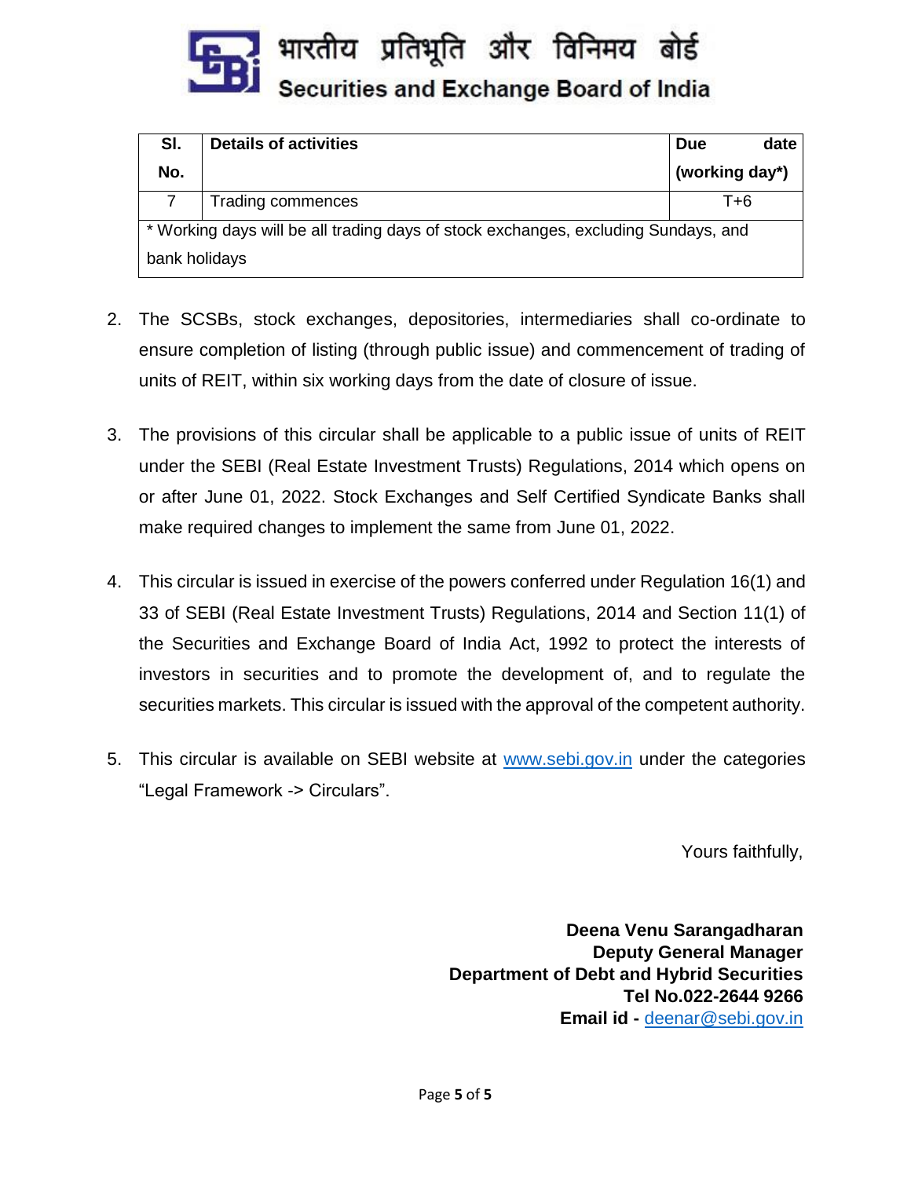| Sl. No. | Details of activities | Due date (working day*) |
|---|---|---|
| 7 | Trading commences | T+6 |
| * Working days will be all trading days of stock exchanges, excluding Sundays, and bank holidays | | |

2. The SCSBs, stock exchanges, depositories, intermediaries shall co-ordinate to ensure completion of listing (through public issue) and commencement of trading of units of REIT, within six working days from the date of closure of issue.

3. The provisions of this circular shall be applicable to a public issue of units of REIT under the SEBI (Real Estate Investment Trusts) Regulations, 2014 which opens on or after June 01, 2022. Stock Exchanges and Self Certified Syndicate Banks shall make required changes to implement the same from June 01, 2022.

4. This circular is issued in exercise of the powers conferred under Regulation 16(1) and 33 of SEBI (Real Estate Investment Trusts) Regulations, 2014 and Section 11(1) of the Securities and Exchange Board of India Act, 1992 to protect the interests of investors in securities and to promote the development of, and to regulate the securities markets. This circular is issued with the approval of the competent authority.

5. This circular is available on SEBI website at www.sebi.gov.in under the categories "Legal Framework -> Circulars".

Yours faithfully,

**Deena Venu Sarangadharan**
**Deputy General Manager**
**Department of Debt and Hybrid Securities**
**Tel No.022-2644 9266**
**Email id -** deenar@sebi.gov.in